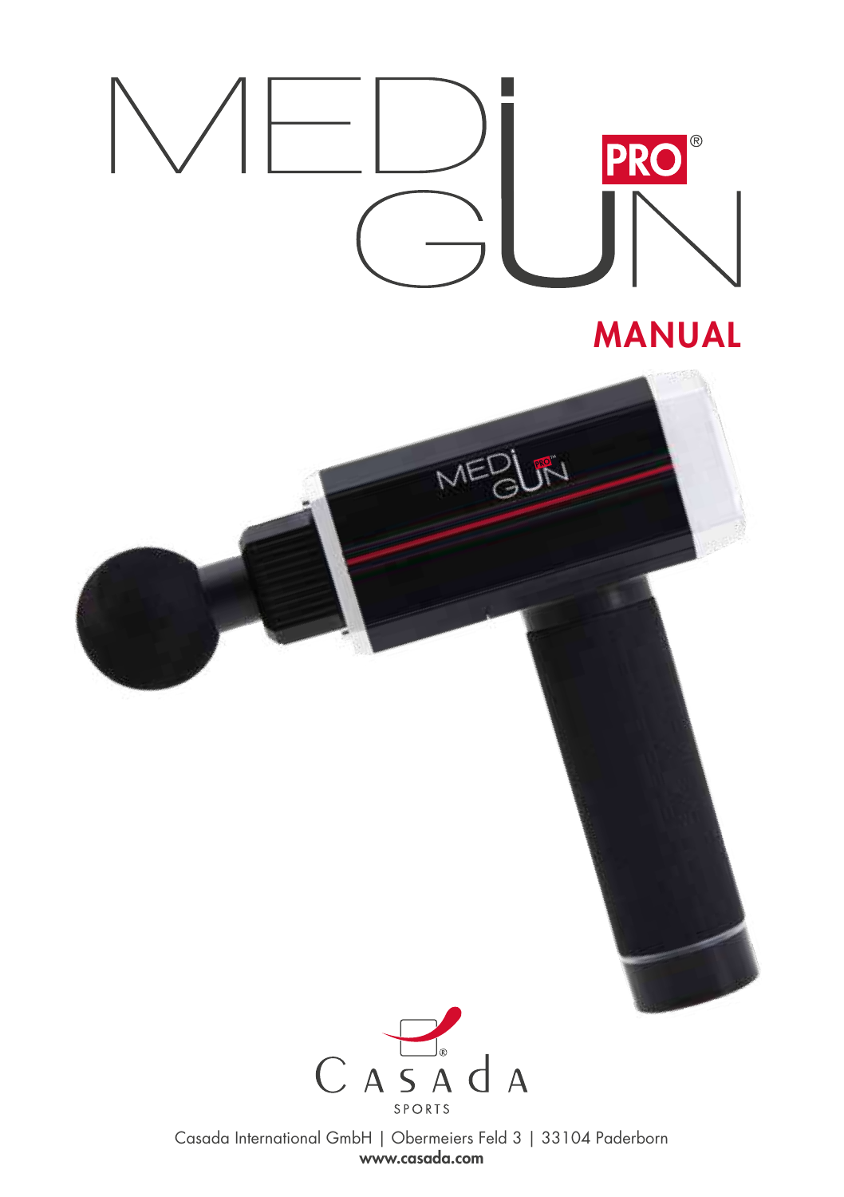# MEDi GUN PRO®

## MANUAL

Casada Sports

Casada International GmbH | Obermeiers Feld 3 | 33104 Paderborn

**www.casada.com**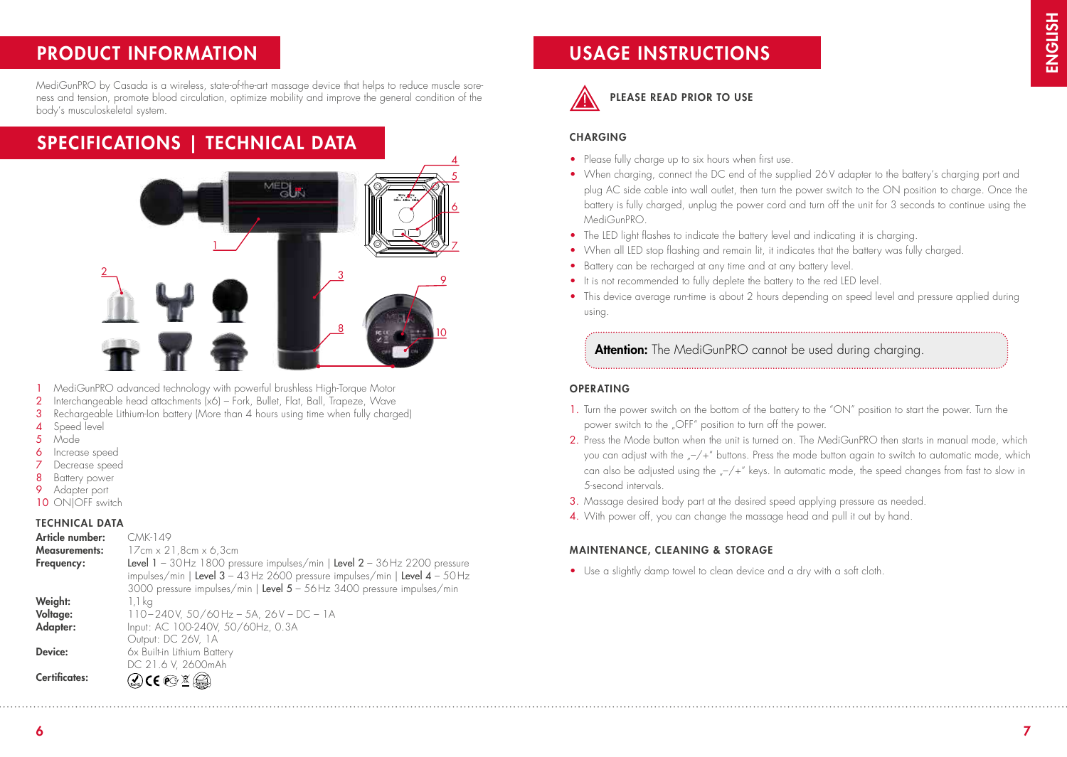## PRODUCT INFORMATION

MediGunPRO by Casada is a wireless, state-of-the-art massage device that helps to reduce muscle soreness and tension, promote blood circulation, optimize mobility and improve the general condition of the body's musculoskeletal system.

## SPECIFICATIONS | TECHNICAL DATA

1 MediGunPRO advanced technology with powerful brushless High-Torque Motor
2 Interchangeable head attachments (x6) – Fork, Bullet, Flat, Ball, Trapeze, Wave
3 Rechargeable Lithium-Ion battery (More than 4 hours using time when fully charged)
4 Speed level
5 Mode
6 Increase speed
7 Decrease speed
8 Battery power
9 Adapter port
10 ON|OFF switch

### TECHNICAL DATA

**Article number:** CMK-149
**Measurements:** 17cm x 21,8cm x 6,3cm
**Frequency:** **Level 1** – 30 Hz 1800 pressure impulses/min | **Level 2** – 36 Hz 2200 pressure impulses/min | **Level 3** – 43 Hz 2600 pressure impulses/min | **Level 4** – 50 Hz 3000 pressure impulses/min | **Level 5** – 56 Hz 3400 pressure impulses/min
**Weight:** 1,1 kg
**Voltage:** 110 – 240 V, 50/60 Hz – 5A, 26 V – DC – 1A
**Adapter:** Input: AC 100-240V, 50/60Hz, 0.3A
Output: DC 26V, 1A
**Device:** 6x Built-in Lithium Battery
DC 21.6 V, 2600mAh
**Certificates:**

## USAGE INSTRUCTIONS

**PLEASE READ PRIOR TO USE**

### CHARGING

- Please fully charge up to six hours when first use.
- When charging, connect the DC end of the supplied 26 V adapter to the battery's charging port and plug AC side cable into wall outlet, then turn the power switch to the ON position to charge. Once the battery is fully charged, unplug the power cord and turn off the unit for 3 seconds to continue using the MediGunPRO.
- The LED light flashes to indicate the battery level and indicating it is charging.
- When all LED stop flashing and remain lit, it indicates that the battery was fully charged.
- Battery can be recharged at any time and at any battery level.
- It is not recommended to fully deplete the battery to the red LED level.
- This device average run-time is about 2 hours depending on speed level and pressure applied during using.

**Attention:** The MediGunPRO cannot be used during charging.

### OPERATING

1. Turn the power switch on the bottom of the battery to the "ON" position to start the power. Turn the power switch to the „OFF" position to turn off the power.
2. Press the Mode button when the unit is turned on. The MediGunPRO then starts in manual mode, which you can adjust with the „–/+" buttons. Press the mode button again to switch to automatic mode, which can also be adjusted using the „–/+" keys. In automatic mode, the speed changes from fast to slow in 5-second intervals.
3. Massage desired body part at the desired speed applying pressure as needed.
4. With power off, you can change the massage head and pull it out by hand.

### MAINTENANCE, CLEANING & STORAGE

- Use a slightly damp towel to clean device and a dry with a soft cloth.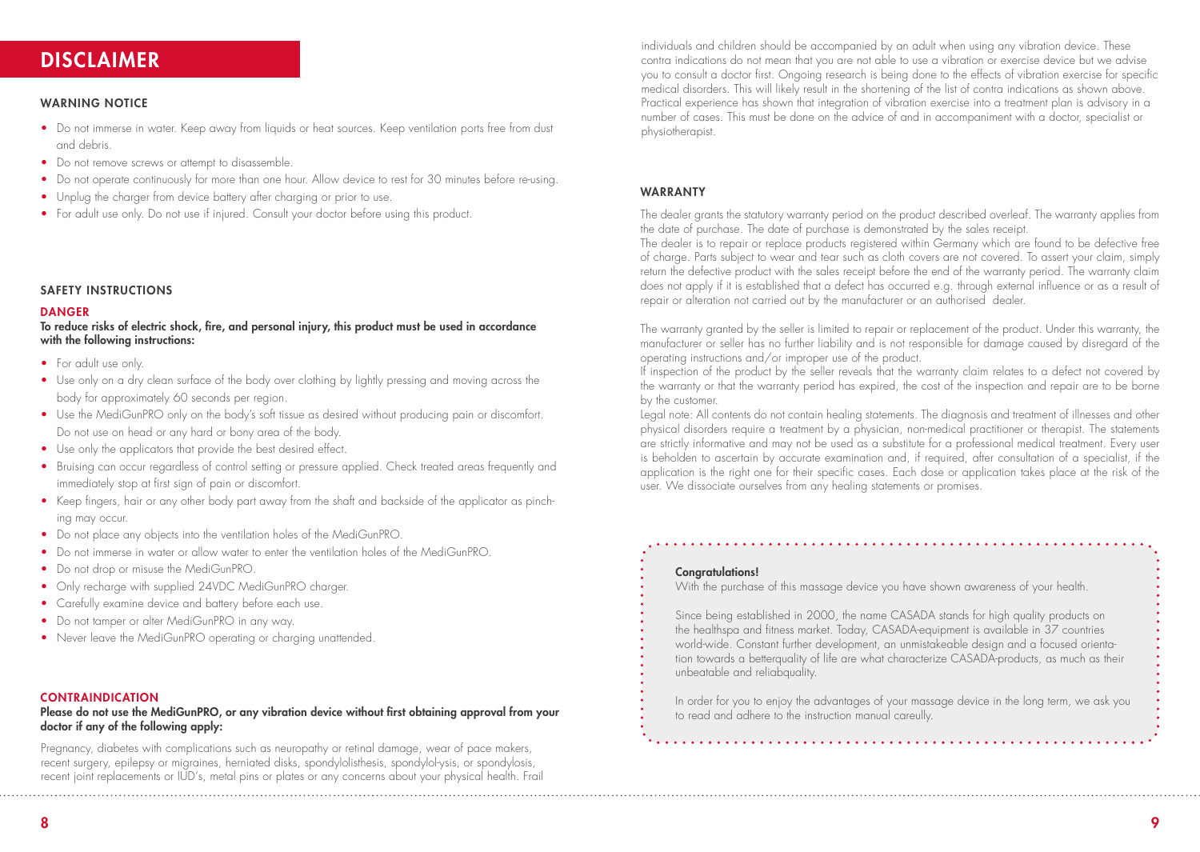# DISCLAIMER

## WARNING NOTICE

- Do not immerse in water. Keep away from liquids or heat sources. Keep ventilation ports free from dust and debris.
- Do not remove screws or attempt to disassemble.
- Do not operate continuously for more than one hour. Allow device to rest for 30 minutes before re-using.
- Unplug the charger from device battery after charging or prior to use.
- For adult use only. Do not use if injured. Consult your doctor before using this product.

## SAFETY INSTRUCTIONS

### DANGER

**To reduce risks of electric shock, fire, and personal injury, this product must be used in accordance with the following instructions:**

- For adult use only.
- Use only on a dry clean surface of the body over clothing by lightly pressing and moving across the body for approximately 60 seconds per region.
- Use the MediGunPRO only on the body's soft tissue as desired without producing pain or discomfort. Do not use on head or any hard or bony area of the body.
- Use only the applicators that provide the best desired effect.
- Bruising can occur regardless of control setting or pressure applied. Check treated areas frequently and immediately stop at first sign of pain or discomfort.
- Keep fingers, hair or any other body part away from the shaft and backside of the applicator as pinching may occur.
- Do not place any objects into the ventilation holes of the MediGunPRO.
- Do not immerse in water or allow water to enter the ventilation holes of the MediGunPRO.
- Do not drop or misuse the MediGunPRO.
- Only recharge with supplied 24VDC MediGunPRO charger.
- Carefully examine device and battery before each use.
- Do not tamper or alter MediGunPRO in any way.
- Never leave the MediGunPRO operating or charging unattended.

### CONTRAINDICATION

**Please do not use the MediGunPRO, or any vibration device without first obtaining approval from your doctor if any of the following apply:**

Pregnancy, diabetes with complications such as neuropathy or retinal damage, wear of pace makers, recent surgery, epilepsy or migraines, herniated disks, spondylolisthesis, spondylol-ysis, or spondylosis, recent joint replacements or IUD's, metal pins or plates or any concerns about your physical health. Frail individuals and children should be accompanied by an adult when using any vibration device. These contra indications do not mean that you are not able to use a vibration or exercise device but we advise you to consult a doctor first. Ongoing research is being done to the effects of vibration exercise for specific medical disorders. This will likely result in the shortening of the list of contra indications as shown above. Practical experience has shown that integration of vibration exercise into a treatment plan is advisory in a number of cases. This must be done on the advice of and in accompaniment with a doctor, specialist or physiotherapist.

## WARRANTY

The dealer grants the statutory warranty period on the product described overleaf. The warranty applies from the date of purchase. The date of purchase is demonstrated by the sales receipt.
The dealer is to repair or replace products registered within Germany which are found to be defective free of charge. Parts subject to wear and tear such as cloth covers are not covered. To assert your claim, simply return the defective product with the sales receipt before the end of the warranty period. The warranty claim does not apply if it is established that a defect has occurred e.g. through external influence or as a result of repair or alteration not carried out by the manufacturer or an authorised dealer.

The warranty granted by the seller is limited to repair or replacement of the product. Under this warranty, the manufacturer or seller has no further liability and is not responsible for damage caused by disregard of the operating instructions and/or improper use of the product.
If inspection of the product by the seller reveals that the warranty claim relates to a defect not covered by the warranty or that the warranty period has expired, the cost of the inspection and repair are to be borne by the customer.
Legal note: All contents do not contain healing statements. The diagnosis and treatment of illnesses and other physical disorders require a treatment by a physician, non-medical practitioner or therapist. The statements are strictly informative and may not be used as a substitute for a professional medical treatment. Every user is beholden to ascertain by accurate examination and, if required, after consultation of a specialist, if the application is the right one for their specific cases. Each dose or application takes place at the risk of the user. We dissociate ourselves from any healing statements or promises.

**Congratulations!**
With the purchase of this massage device you have shown awareness of your health.

Since being established in 2000, the name CASADA stands for high quality products on the healthspa and fitness market. Today, CASADA-equipment is available in 37 countries world-wide. Constant further development, an unmistakeable design and a focused orientation towards a betterquality of life are what characterize CASADA-products, as much as their unbeatable and reliabquality.

In order for you to enjoy the advantages of your massage device in the long term, we ask you to read and adhere to the instruction manual careully.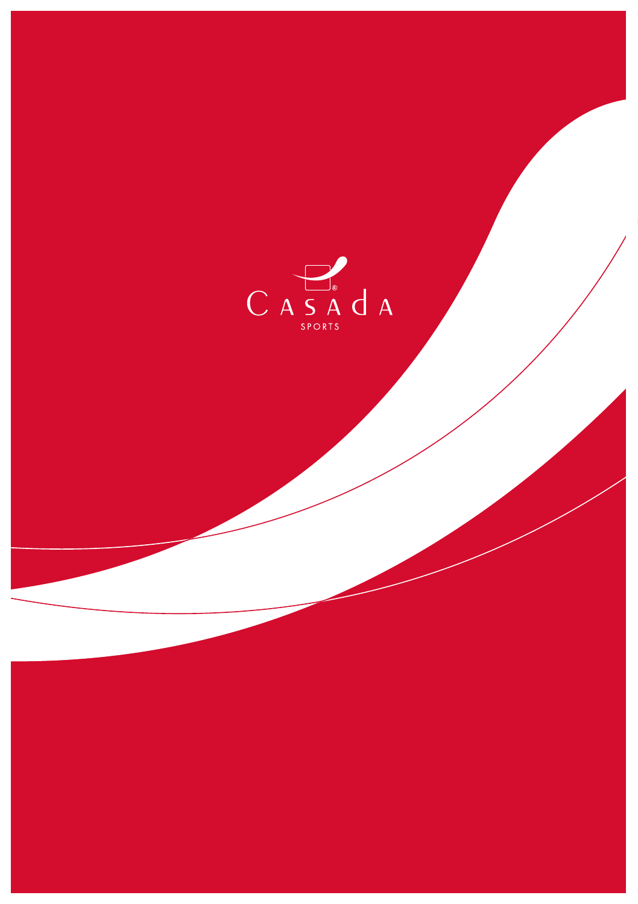Casada®

SPORTS